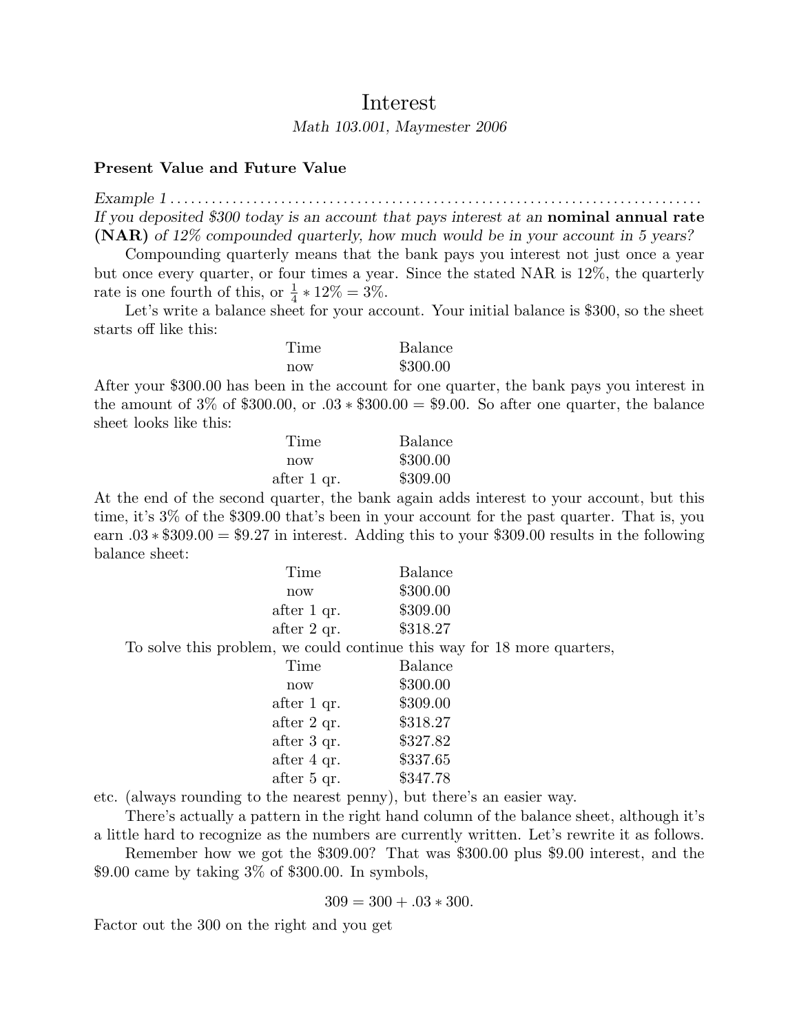# Interest

*Math 103.001, Maymester 2006*

## Present Value and Future Value

*Example 1* . . . . . . . . . . . . . . . . . . . . . . . . . . . . . . . . . . . . . . . . . . . . . . . . . . . . . . . . . . . . . . . . . . . . . . . . . . . .
*If you deposited \$300 today is an account that pays interest at an* **nominal annual rate (NAR)** *of 12% compounded quarterly, how much would be in your account in 5 years?*

Compounding quarterly means that the bank pays you interest not just once a year but once every quarter, or four times a year. Since the stated NAR is 12%, the quarterly rate is one fourth of this, or $\frac{1}{4} * 12\% = 3\%$.

Let's write a balance sheet for your account. Your initial balance is \$300, so the sheet starts off like this:

| Time | Balance |
|---|---|
| now | \$300.00 |

After your \$300.00 has been in the account for one quarter, the bank pays you interest in the amount of 3% of \$300.00, or $.03 * \$300.00 = \$9.00$. So after one quarter, the balance sheet looks like this:

| Time | Balance |
|---|---|
| now | \$300.00 |
| after 1 qr. | \$309.00 |

At the end of the second quarter, the bank again adds interest to your account, but this time, it's 3% of the \$309.00 that's been in your account for the past quarter. That is, you earn $.03 * \$309.00 = \$9.27$ in interest. Adding this to your \$309.00 results in the following balance sheet:

| Time | Balance |
|---|---|
| now | \$300.00 |
| after 1 qr. | \$309.00 |
| after 2 qr. | \$318.27 |

To solve this problem, we could continue this way for 18 more quarters,

| Time | Balance |
|---|---|
| now | \$300.00 |
| after 1 qr. | \$309.00 |
| after 2 qr. | \$318.27 |
| after 3 qr. | \$327.82 |
| after 4 qr. | \$337.65 |
| after 5 qr. | \$347.78 |

etc. (always rounding to the nearest penny), but there's an easier way.

There's actually a pattern in the right hand column of the balance sheet, although it's a little hard to recognize as the numbers are currently written. Let's rewrite it as follows.

Remember how we got the \$309.00? That was \$300.00 plus \$9.00 interest, and the \$9.00 came by taking 3% of \$300.00. In symbols,

$$309 = 300 + .03 * 300.$$

Factor out the 300 on the right and you get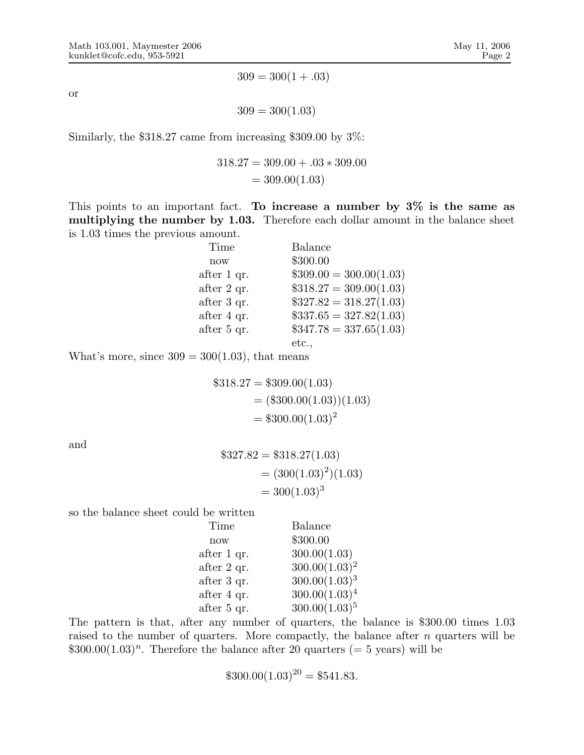$$309 = 300(1 + .03)$$

or

$$309 = 300(1.03)$$

Similarly, the \$318.27 came from increasing \$309.00 by 3%:

$$\begin{aligned} 318.27 &= 309.00 + .03 * 309.00 \\ &= 309.00(1.03) \end{aligned}$$

This points to an important fact. **To increase a number by 3% is the same as multiplying the number by 1.03.** Therefore each dollar amount in the balance sheet is 1.03 times the previous amount.

| Time | Balance |
|---|---|
| now | \$300.00 |
| after 1 qr. | $\$309.00 = 300.00(1.03)$ |
| after 2 qr. | $\$318.27 = 309.00(1.03)$ |
| after 3 qr. | $\$327.82 = 318.27(1.03)$ |
| after 4 qr. | $\$337.65 = 327.82(1.03)$ |
| after 5 qr. | $\$347.78 = 337.65(1.03)$ |
| | etc., |

What's more, since $309 = 300(1.03)$, that means

$$\begin{aligned} \$318.27 &= \$309.00(1.03) \\ &= (\$300.00(1.03))(1.03) \\ &= \$300.00(1.03)^2 \end{aligned}$$

and

$$\begin{aligned} \$327.82 &= \$318.27(1.03) \\ &= (300(1.03)^2)(1.03) \\ &= 300(1.03)^3 \end{aligned}$$

so the balance sheet could be written

| Time | Balance |
|---|---|
| now | \$300.00 |
| after 1 qr. | $300.00(1.03)$ |
| after 2 qr. | $300.00(1.03)^2$ |
| after 3 qr. | $300.00(1.03)^3$ |
| after 4 qr. | $300.00(1.03)^4$ |
| after 5 qr. | $300.00(1.03)^5$ |

The pattern is that, after any number of quarters, the balance is \$300.00 times 1.03 raised to the number of quarters. More compactly, the balance after $n$ quarters will be $\$300.00(1.03)^n$. Therefore the balance after 20 quarters (= 5 years) will be

$$\$300.00(1.03)^{20} = \$541.83.$$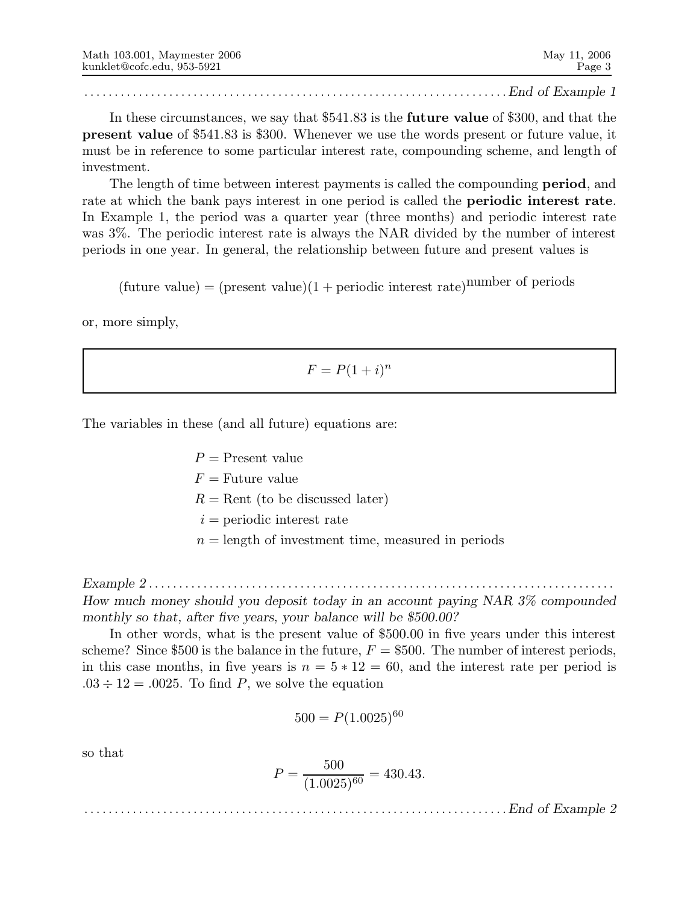*End of Example 1*

In these circumstances, we say that $541.83 is the **future value** of $300, and that the **present value** of $541.83 is $300. Whenever we use the words present or future value, it must be in reference to some particular interest rate, compounding scheme, and length of investment.

The length of time between interest payments is called the compounding **period**, and rate at which the bank pays interest in one period is called the **periodic interest rate**. In Example 1, the period was a quarter year (three months) and periodic interest rate was 3%. The periodic interest rate is always the NAR divided by the number of interest periods in one year. In general, the relationship between future and present values is

$$\text{(future value)} = \text{(present value)}(1 + \text{periodic interest rate})^{\text{number of periods}}$$

or, more simply,

$$F = P(1+i)^n$$

The variables in these (and all future) equations are:

$P$ = Present value
$F$ = Future value
$R$ = Rent (to be discussed later)
$i$ = periodic interest rate
$n$ = length of investment time, measured in periods

*Example 2*

*How much money should you deposit today in an account paying NAR 3% compounded monthly so that, after five years, your balance will be $500.00?*

In other words, what is the present value of $500.00 in five years under this interest scheme? Since $500 is the balance in the future, $F = \$500$. The number of interest periods, in this case months, in five years is $n = 5 * 12 = 60$, and the interest rate per period is $.03 \div 12 = .0025$. To find $P$, we solve the equation

$$500 = P(1.0025)^{60}$$

so that

$$P = \frac{500}{(1.0025)^{60}} = 430.43.$$

*End of Example 2*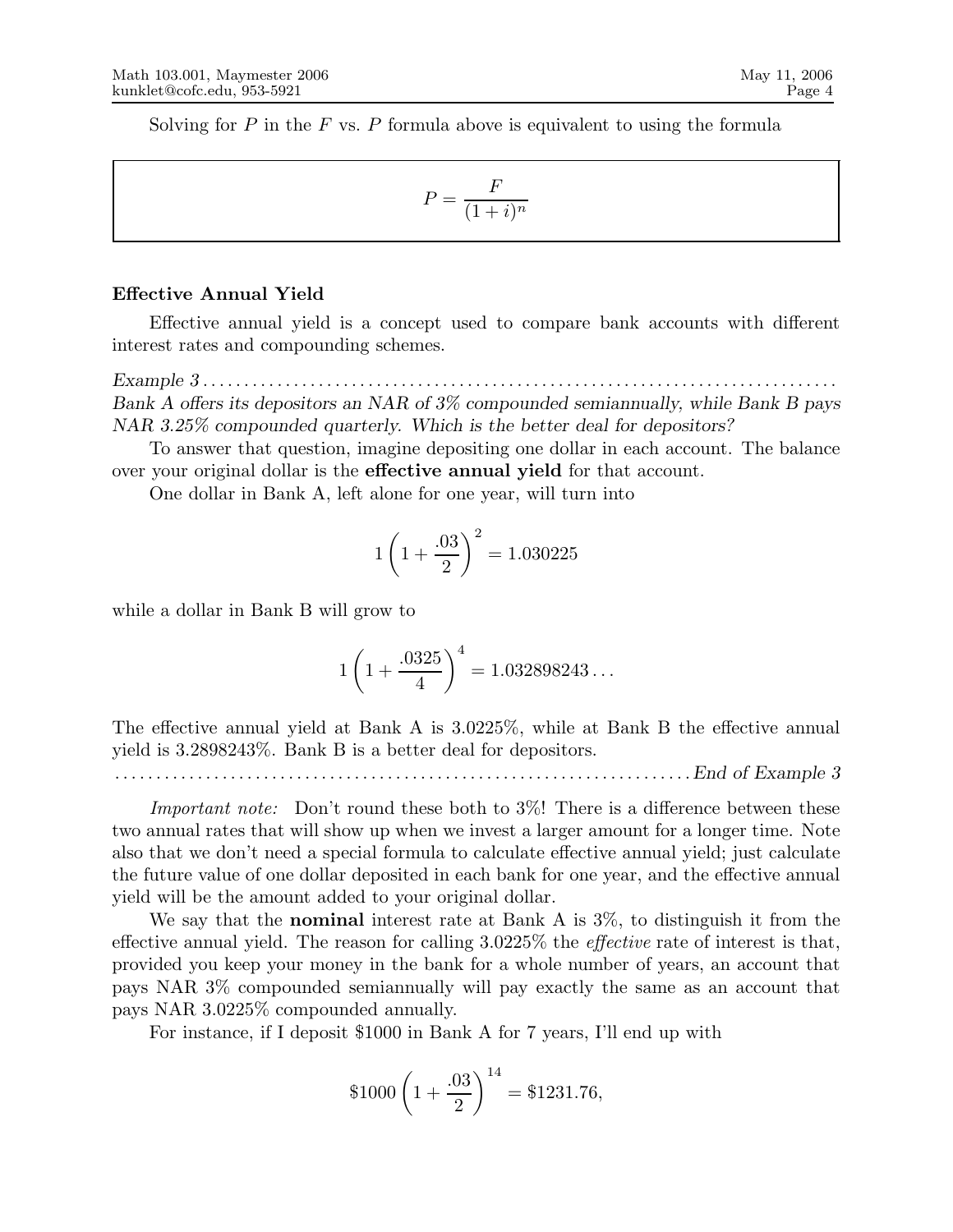Solving for $P$ in the $F$ vs. $P$ formula above is equivalent to using the formula

$$P = \frac{F}{(1+i)^n}$$

**Effective Annual Yield**

Effective annual yield is a concept used to compare bank accounts with different interest rates and compounding schemes.

*Example 3* . . . . . . . . . . . . . . . . . . . . . . . . . . . . . . . . . . . . . . . . . . . . . . . . . . . . . . . . . . . . . . . . . . . . . . . . . . .
*Bank A offers its depositors an NAR of 3% compounded semiannually, while Bank B pays NAR 3.25% compounded quarterly. Which is the better deal for depositors?*

To answer that question, imagine depositing one dollar in each account. The balance over your original dollar is the **effective annual yield** for that account.

One dollar in Bank A, left alone for one year, will turn into

$$1\left(1 + \frac{.03}{2}\right)^2 = 1.030225$$

while a dollar in Bank B will grow to

$$1\left(1 + \frac{.0325}{4}\right)^4 = 1.032898243\ldots$$

The effective annual yield at Bank A is 3.0225%, while at Bank B the effective annual yield is 3.2898243%. Bank B is a better deal for depositors.
. . . . . . . . . . . . . . . . . . . . . . . . . . . . . . . . . . . . . . . . . . . . . . . . . . . . . . . . . . . . . . . . . . . . . *End of Example 3*

*Important note:* Don't round these both to 3%! There is a difference between these two annual rates that will show up when we invest a larger amount for a longer time. Note also that we don't need a special formula to calculate effective annual yield; just calculate the future value of one dollar deposited in each bank for one year, and the effective annual yield will be the amount added to your original dollar.

We say that the **nominal** interest rate at Bank A is 3%, to distinguish it from the effective annual yield. The reason for calling 3.0225% the *effective* rate of interest is that, provided you keep your money in the bank for a whole number of years, an account that pays NAR 3% compounded semiannually will pay exactly the same as an account that pays NAR 3.0225% compounded annually.

For instance, if I deposit \$1000 in Bank A for 7 years, I'll end up with

$$\$1000\left(1 + \frac{.03}{2}\right)^{14} = \$1231.76,$$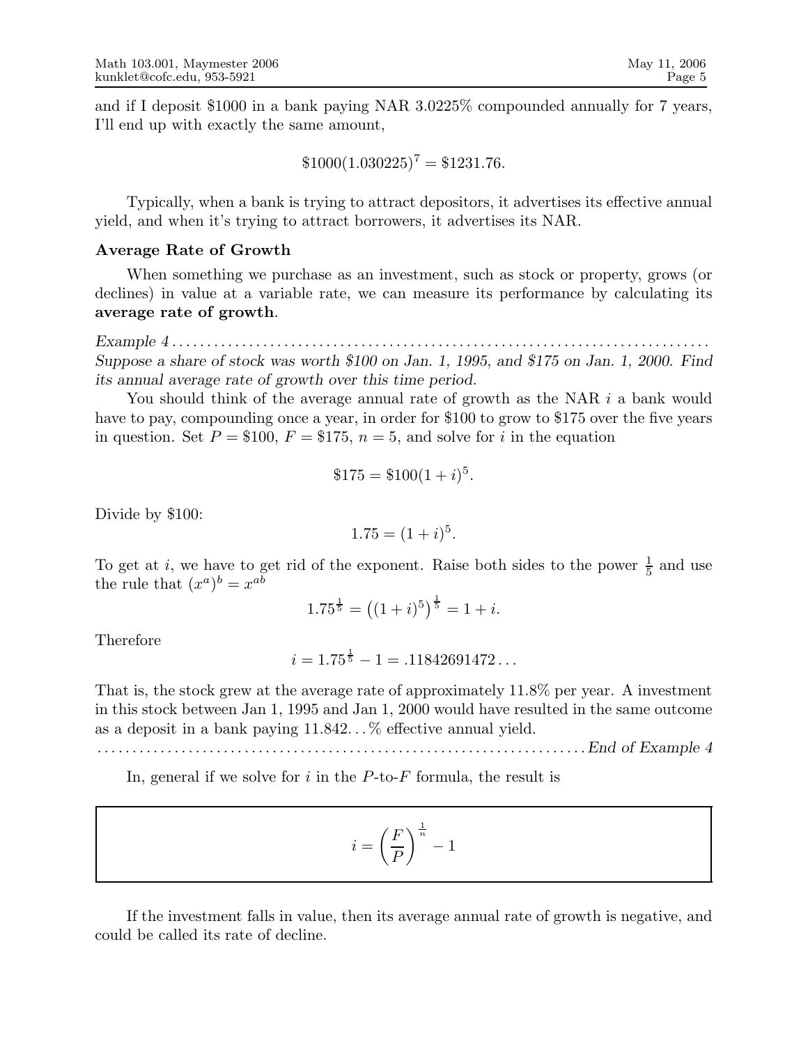and if I deposit \$1000 in a bank paying NAR 3.0225% compounded annually for 7 years, I'll end up with exactly the same amount,

$$\$1000(1.030225)^7 = \$1231.76.$$

Typically, when a bank is trying to attract depositors, it advertises its effective annual yield, and when it's trying to attract borrowers, it advertises its NAR.

**Average Rate of Growth**

When something we purchase as an investment, such as stock or property, grows (or declines) in value at a variable rate, we can measure its performance by calculating its **average rate of growth**.

*Example 4* . . . . . . . . . . . . . . . . . . . . . . . . . . . . . . . . . . . . . . . . . . . . . . . . . . . . . . . . . . . . . . . .
*Suppose a share of stock was worth \$100 on Jan. 1, 1995, and \$175 on Jan. 1, 2000. Find its annual average rate of growth over this time period.*

You should think of the average annual rate of growth as the NAR $i$ a bank would have to pay, compounding once a year, in order for \$100 to grow to \$175 over the five years in question. Set $P = \$100$, $F = \$175$, $n = 5$, and solve for $i$ in the equation

$$\$175 = \$100(1+i)^5.$$

Divide by \$100:

$$1.75 = (1+i)^5.$$

To get at $i$, we have to get rid of the exponent. Raise both sides to the power $\frac{1}{5}$ and use the rule that $(x^a)^b = x^{ab}$

$$1.75^{\frac{1}{5}} = \left((1+i)^5\right)^{\frac{1}{5}} = 1+i.$$

Therefore

$$i = 1.75^{\frac{1}{5}} - 1 = .11842691472\ldots$$

That is, the stock grew at the average rate of approximately 11.8% per year. A investment in this stock between Jan 1, 1995 and Jan 1, 2000 would have resulted in the same outcome as a deposit in a bank paying 11.842. . . % effective annual yield.

. . . . . . . . . . . . . . . . . . . . . . . . . . . . . . . . . . . . . . . . . . . . . . . . . . . . . . . . . . . . *End of Example 4*

In, general if we solve for $i$ in the $P$-to-$F$ formula, the result is

$$i = \left(\frac{F}{P}\right)^{\frac{1}{n}} - 1$$

If the investment falls in value, then its average annual rate of growth is negative, and could be called its rate of decline.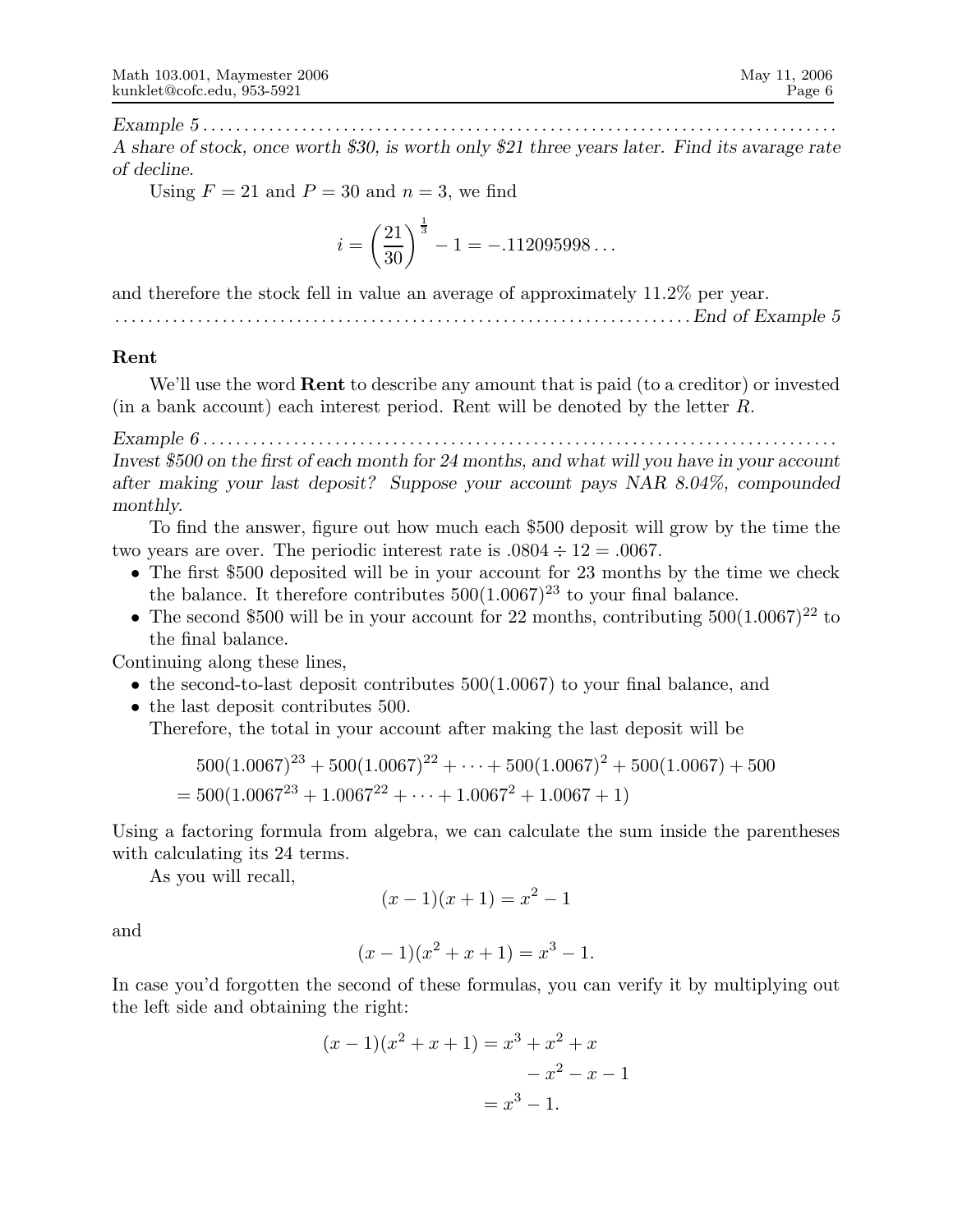*Example 5* . . . . . . . . . . . . . . . . . . . . . . . . . . . . . . . . . . . . . . . . . . . . . . . . . . . . . . . . . . . . . . . . . . . . . . . . . .
*A share of stock, once worth \$30, is worth only \$21 three years later. Find its avarage rate of decline.*

Using $F = 21$ and $P = 30$ and $n = 3$, we find

$$i = \left(\frac{21}{30}\right)^{\frac{1}{3}} - 1 = -.112095998\ldots$$

and therefore the stock fell in value an average of approximately 11.2% per year.
. . . . . . . . . . . . . . . . . . . . . . . . . . . . . . . . . . . . . . . . . . . . . . . . . . . . . . . . . . . . . . . *End of Example 5*

**Rent**

We'll use the word **Rent** to describe any amount that is paid (to a creditor) or invested (in a bank account) each interest period. Rent will be denoted by the letter $R$.

*Example 6* . . . . . . . . . . . . . . . . . . . . . . . . . . . . . . . . . . . . . . . . . . . . . . . . . . . . . . . . . . . . . . . . . . . . . . . . . .
*Invest \$500 on the first of each month for 24 months, and what will you have in your account after making your last deposit? Suppose your account pays NAR 8.04%, compounded monthly.*

To find the answer, figure out how much each \$500 deposit will grow by the time the two years are over. The periodic interest rate is $.0804 \div 12 = .0067$.

- The first \$500 deposited will be in your account for 23 months by the time we check the balance. It therefore contributes $500(1.0067)^{23}$ to your final balance.
- The second \$500 will be in your account for 22 months, contributing $500(1.0067)^{22}$ to the final balance.

Continuing along these lines,

- the second-to-last deposit contributes $500(1.0067)$ to your final balance, and
- the last deposit contributes 500.

Therefore, the total in your account after making the last deposit will be

$$\begin{aligned}&500(1.0067)^{23} + 500(1.0067)^{22} + \cdots + 500(1.0067)^2 + 500(1.0067) + 500 \\ = \ &500(1.0067^{23} + 1.0067^{22} + \cdots + 1.0067^2 + 1.0067 + 1)\end{aligned}$$

Using a factoring formula from algebra, we can calculate the sum inside the parentheses with calculating its 24 terms.

As you will recall,

$$(x-1)(x+1) = x^2 - 1$$

and

$$(x-1)(x^2 + x + 1) = x^3 - 1.$$

In case you'd forgotten the second of these formulas, you can verify it by multiplying out the left side and obtaining the right:

$$\begin{aligned}(x-1)(x^2 + x + 1) &= x^3 + x^2 + x \\ &\quad\quad - x^2 - x - 1 \\ &= x^3 - 1.\end{aligned}$$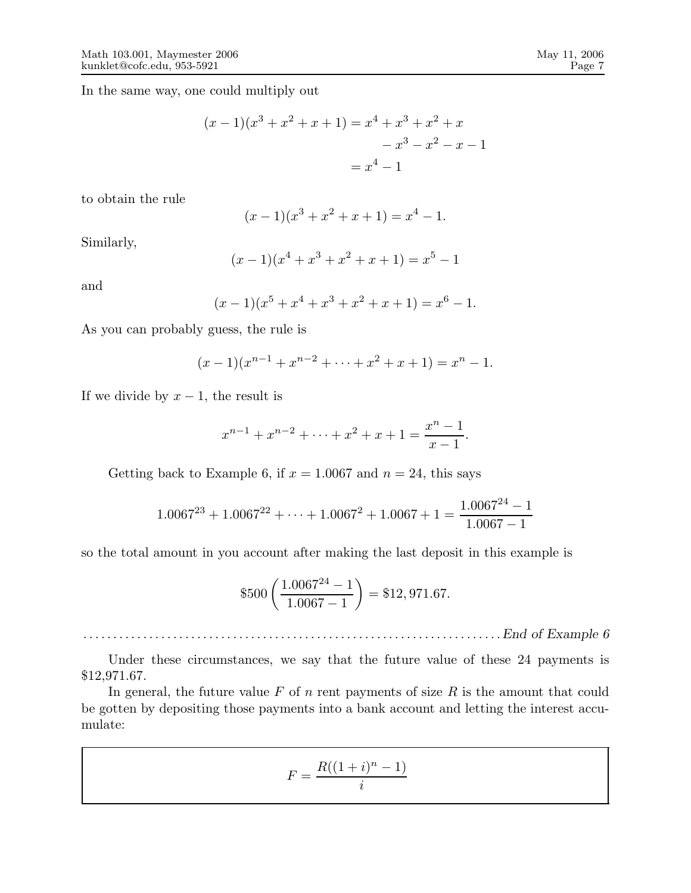In the same way, one could multiply out

$$
\begin{aligned}
(x-1)(x^3+x^2+x+1) &= x^4+x^3+x^2+x \\
&\qquad -x^3-x^2-x-1 \\
&= x^4-1
\end{aligned}
$$

to obtain the rule

$$(x-1)(x^3+x^2+x+1) = x^4-1.$$

Similarly,

$$(x-1)(x^4+x^3+x^2+x+1) = x^5-1$$

and

$$(x-1)(x^5+x^4+x^3+x^2+x+1) = x^6-1.$$

As you can probably guess, the rule is

$$(x-1)(x^{n-1}+x^{n-2}+\cdots+x^2+x+1) = x^n-1.$$

If we divide by $x-1$, the result is

$$x^{n-1}+x^{n-2}+\cdots+x^2+x+1 = \frac{x^n-1}{x-1}.$$

Getting back to Example 6, if $x = 1.0067$ and $n = 24$, this says

$$1.0067^{23}+1.0067^{22}+\cdots+1.0067^2+1.0067+1 = \frac{1.0067^{24}-1}{1.0067-1}$$

so the total amount in you account after making the last deposit in this example is

$$\$500\left(\frac{1.0067^{24}-1}{1.0067-1}\right) = \$12,971.67.$$

. . . . . . . . . . . . . . . . . . . . . . . . . . . . . . . . . . . . . . . . . . . . . . . . . . . . . . . . . . . . . . . . . . . *End of Example 6*

Under these circumstances, we say that the future value of these 24 payments is \$12,971.67.

In general, the future value $F$ of $n$ rent payments of size $R$ is the amount that could be gotten by depositing those payments into a bank account and letting the interest accumulate:

$$F = \frac{R((1+i)^n-1)}{i}$$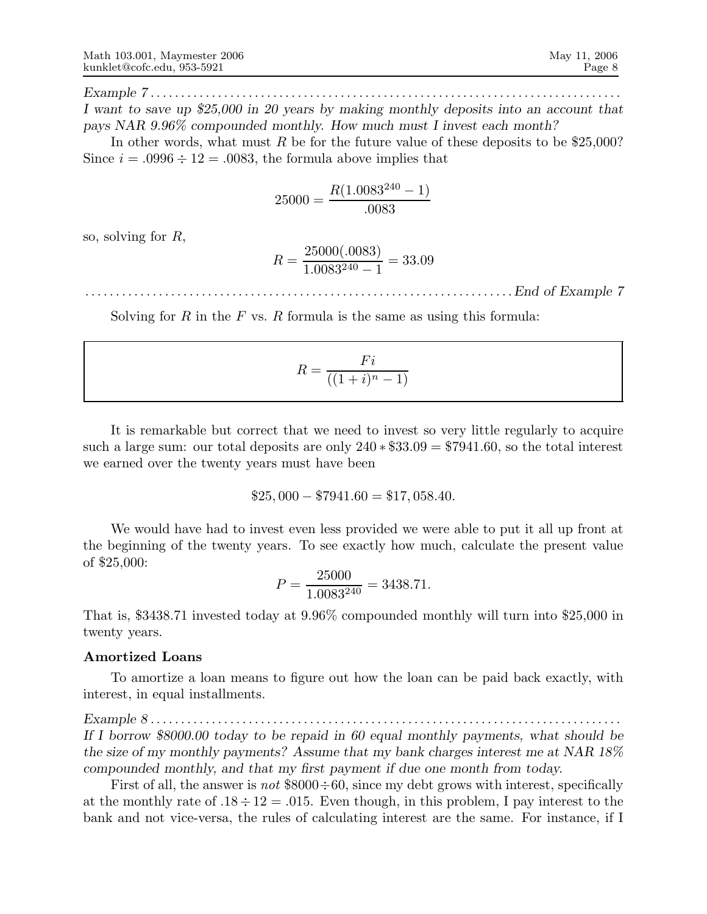*Example 7* . . . . . . . . . . . . . . . . . . . . . . . . . . . . . . . . . . . . . . . . . . . . . . . . . . . . . . . . . . . . . . . . . . . . . . . . . .
*I want to save up \$25,000 in 20 years by making monthly deposits into an account that pays NAR 9.96% compounded monthly. How much must I invest each month?*

In other words, what must $R$ be for the future value of these deposits to be \$25,000? Since $i = .0996 \div 12 = .0083$, the formula above implies that

$$25000 = \frac{R(1.0083^{240} - 1)}{.0083}$$

so, solving for $R$,

$$R = \frac{25000(.0083)}{1.0083^{240} - 1} = 33.09$$

. . . . . . . . . . . . . . . . . . . . . . . . . . . . . . . . . . . . . . . . . . . . . . . . . . . . . . . . . . . . . . . . . . . *End of Example 7*

Solving for $R$ in the $F$ vs. $R$ formula is the same as using this formula:

$$R = \frac{Fi}{((1+i)^n - 1)}$$

It is remarkable but correct that we need to invest so very little regularly to acquire such a large sum: our total deposits are only $240 * \$33.09 = \$7941.60$, so the total interest we earned over the twenty years must have been

$$\$25,000 - \$7941.60 = \$17,058.40.$$

We would have had to invest even less provided we were able to put it all up front at the beginning of the twenty years. To see exactly how much, calculate the present value of \$25,000:

$$P = \frac{25000}{1.0083^{240}} = 3438.71.$$

That is, \$3438.71 invested today at 9.96% compounded monthly will turn into \$25,000 in twenty years.

**Amortized Loans**

To amortize a loan means to figure out how the loan can be paid back exactly, with interest, in equal installments.

*Example 8* . . . . . . . . . . . . . . . . . . . . . . . . . . . . . . . . . . . . . . . . . . . . . . . . . . . . . . . . . . . . . . . . . . . . . . . . . .
*If I borrow \$8000.00 today to be repaid in 60 equal monthly payments, what should be the size of my monthly payments? Assume that my bank charges interest me at NAR 18% compounded monthly, and that my first payment if due one month from today.*

First of all, the answer is *not* $\$8000 \div 60$, since my debt grows with interest, specifically at the monthly rate of $.18 \div 12 = .015$. Even though, in this problem, I pay interest to the bank and not vice-versa, the rules of calculating interest are the same. For instance, if I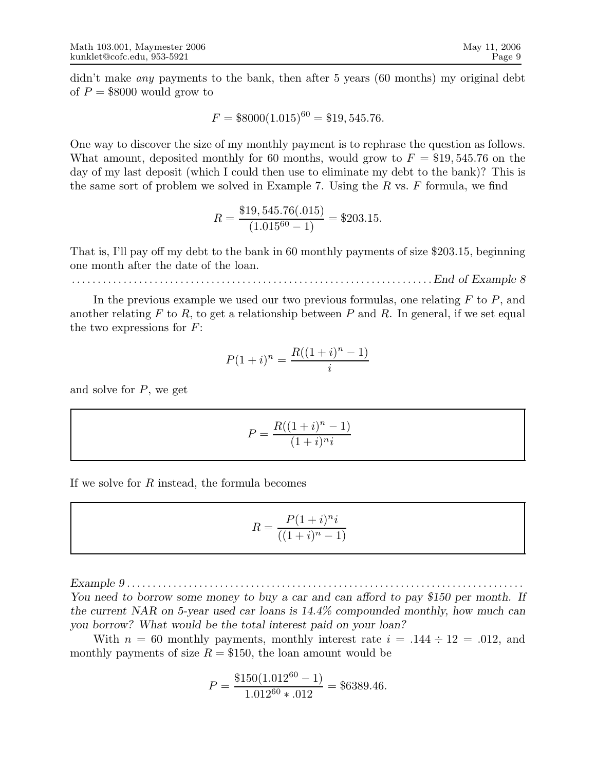didn't make *any* payments to the bank, then after 5 years (60 months) my original debt of $P = \$8000$ would grow to

$$F = \$8000(1.015)^{60} = \$19,545.76.$$

One way to discover the size of my monthly payment is to rephrase the question as follows. What amount, deposited monthly for 60 months, would grow to $F = \$19,545.76$ on the day of my last deposit (which I could then use to eliminate my debt to the bank)? This is the same sort of problem we solved in Example 7. Using the $R$ vs. $F$ formula, we find

$$R = \frac{\$19,545.76(.015)}{(1.015^{60} - 1)} = \$203.15.$$

That is, I'll pay off my debt to the bank in 60 monthly payments of size \$203.15, beginning one month after the date of the loan.

................................................................... *End of Example 8*

In the previous example we used our two previous formulas, one relating $F$ to $P$, and another relating $F$ to $R$, to get a relationship between $P$ and $R$. In general, if we set equal the two expressions for $F$:

$$P(1+i)^n = \frac{R((1+i)^n - 1)}{i}$$

and solve for $P$, we get

$$P = \frac{R((1+i)^n - 1)}{(1+i)^n i}$$

If we solve for $R$ instead, the formula becomes

$$R = \frac{P(1+i)^n i}{((1+i)^n - 1)}$$

*Example 9* ...................................................................

*You need to borrow some money to buy a car and can afford to pay \$150 per month. If the current NAR on 5-year used car loans is 14.4% compounded monthly, how much can you borrow? What would be the total interest paid on your loan?*

With $n = 60$ monthly payments, monthly interest rate $i = .144 \div 12 = .012$, and monthly payments of size $R = \$150$, the loan amount would be

$$P = \frac{\$150(1.012^{60} - 1)}{1.012^{60} * .012} = \$6389.46.$$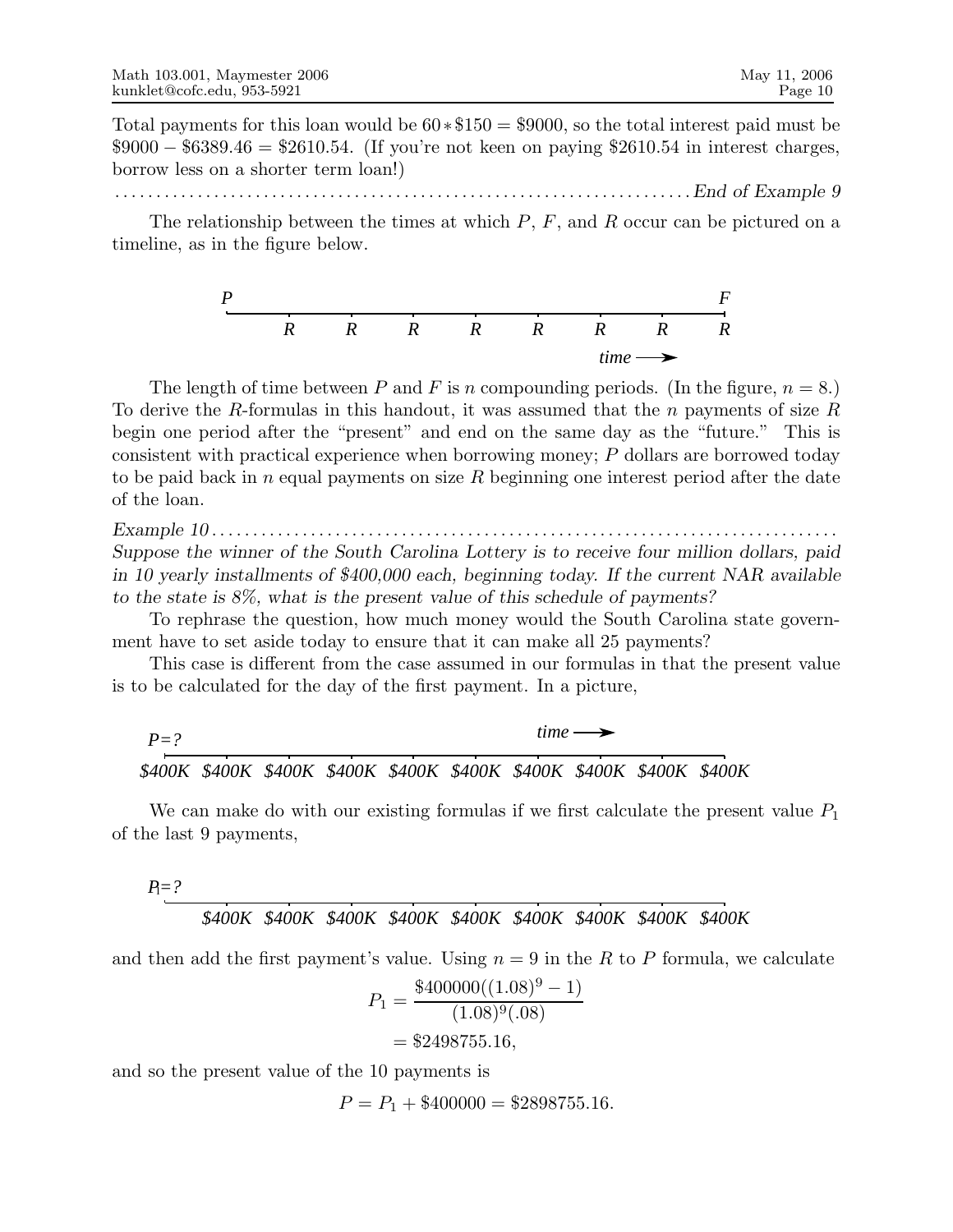Total payments for this loan would be $60 * \$150 = \$9000$, so the total interest paid must be $\$9000 - \$6389.46 = \$2610.54$. (If you're not keen on paying \$2610.54 in interest charges, borrow less on a shorter term loan!)

. . . . . . . . . . . . . . . . . . . . . . . . . . . . . . . . . . . . . . . . . . . . . . . . . . . . . . . . . . . . . . . . . . *End of Example 9*

The relationship between the times at which $P$, $F$, and $R$ occur can be pictured on a timeline, as in the figure below.

P F

R R R R R R R R

time ⟶

The length of time between $P$ and $F$ is $n$ compounding periods. (In the figure, $n = 8$.) To derive the $R$-formulas in this handout, it was assumed that the $n$ payments of size $R$ begin one period after the "present" and end on the same day as the "future." This is consistent with practical experience when borrowing money; $P$ dollars are borrowed today to be paid back in $n$ equal payments on size $R$ beginning one interest period after the date of the loan.

*Example 10* . . . . . . . . . . . . . . . . . . . . . . . . . . . . . . . . . . . . . . . . . . . . . . . . . . . . . . . . . . . . . . . . . . . . . . . . . . .
*Suppose the winner of the South Carolina Lottery is to receive four million dollars, paid in 10 yearly installments of \$400,000 each, beginning today. If the current NAR available to the state is 8%, what is the present value of this schedule of payments?*

To rephrase the question, how much money would the South Carolina state government have to set aside today to ensure that it can make all 25 payments?

This case is different from the case assumed in our formulas in that the present value is to be calculated for the day of the first payment. In a picture,

P=?

time ⟶

\$400K \$400K \$400K \$400K \$400K \$400K \$400K \$400K \$400K \$400K

We can make do with our existing formulas if we first calculate the present value $P_1$ of the last 9 payments,

P1=?

\$400K \$400K \$400K \$400K \$400K \$400K \$400K \$400K \$400K

and then add the first payment's value. Using $n = 9$ in the $R$ to $P$ formula, we calculate

$$
\begin{aligned}
P_1 &= \frac{\$400000((1.08)^9 - 1)}{(1.08)^9(.08)} \\
&= \$2498755.16,
\end{aligned}
$$

and so the present value of the 10 payments is

$$
P = P_1 + \$400000 = \$2898755.16.
$$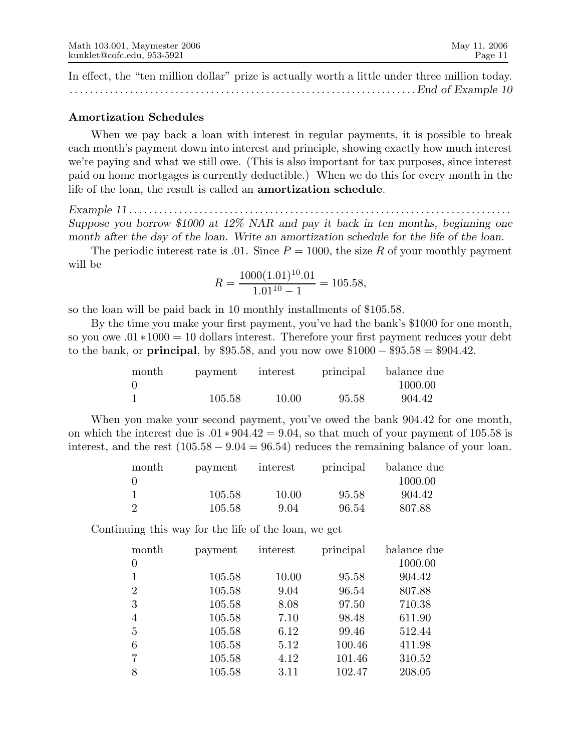In effect, the "ten million dollar" prize is actually worth a little under three million today. ................................................................. *End of Example 10*

**Amortization Schedules**

When we pay back a loan with interest in regular payments, it is possible to break each month's payment down into interest and principle, showing exactly how much interest we're paying and what we still owe. (This is also important for tax purposes, since interest paid on home mortgages is currently deductible.) When we do this for every month in the life of the loan, the result is called an **amortization schedule**.

*Example 11* ......................................................................

*Suppose you borrow $1000 at 12% NAR and pay it back in ten months, beginning one month after the day of the loan. Write an amortization schedule for the life of the loan.*

The periodic interest rate is .01. Since $P = 1000$, the size $R$ of your monthly payment will be

$$R = \frac{1000(1.01)^{10}.01}{1.01^{10} - 1} = 105.58,$$

so the loan will be paid back in 10 monthly installments of $105.58.

By the time you make your first payment, you've had the bank's $1000 for one month, so you owe $.01 * 1000 = 10$ dollars interest. Therefore your first payment reduces your debt to the bank, or **principal**, by $95.58, and you now owe $\$1000 - \$95.58 = \$904.42$.

| month | payment | interest | principal | balance due |
|---|---|---|---|---|
| 0 | | | | 1000.00 |
| 1 | 105.58 | 10.00 | 95.58 | 904.42 |

When you make your second payment, you've owed the bank 904.42 for one month, on which the interest due is $.01 * 904.42 = 9.04$, so that much of your payment of 105.58 is interest, and the rest $(105.58 - 9.04 = 96.54)$ reduces the remaining balance of your loan.

| month | payment | interest | principal | balance due |
|---|---|---|---|---|
| 0 | | | | 1000.00 |
| 1 | 105.58 | 10.00 | 95.58 | 904.42 |
| 2 | 105.58 | 9.04 | 96.54 | 807.88 |

Continuing this way for the life of the loan, we get

| month | payment | interest | principal | balance due |
|---|---|---|---|---|
| 0 | | | | 1000.00 |
| 1 | 105.58 | 10.00 | 95.58 | 904.42 |
| 2 | 105.58 | 9.04 | 96.54 | 807.88 |
| 3 | 105.58 | 8.08 | 97.50 | 710.38 |
| 4 | 105.58 | 7.10 | 98.48 | 611.90 |
| 5 | 105.58 | 6.12 | 99.46 | 512.44 |
| 6 | 105.58 | 5.12 | 100.46 | 411.98 |
| 7 | 105.58 | 4.12 | 101.46 | 310.52 |
| 8 | 105.58 | 3.11 | 102.47 | 208.05 |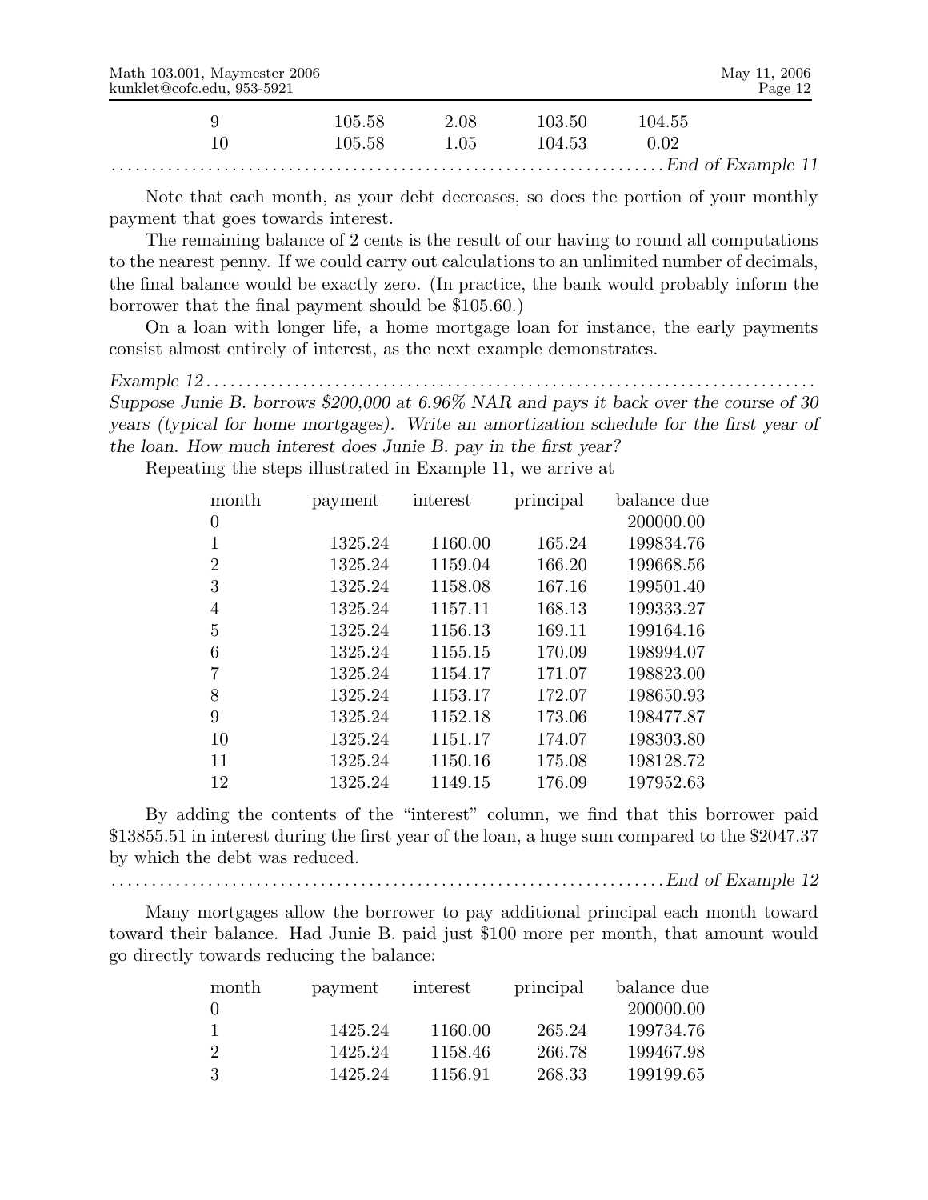| | | | | |
|---|---|---|---|---|
| 9 | 105.58 | 2.08 | 103.50 | 104.55 |
| 10 | 105.58 | 1.05 | 104.53 | 0.02 |

.................................................................*End of Example 11*

Note that each month, as your debt decreases, so does the portion of your monthly payment that goes towards interest.

The remaining balance of 2 cents is the result of our having to round all computations to the nearest penny. If we could carry out calculations to an unlimited number of decimals, the final balance would be exactly zero. (In practice, the bank would probably inform the borrower that the final payment should be $105.60.)

On a loan with longer life, a home mortgage loan for instance, the early payments consist almost entirely of interest, as the next example demonstrates.

*Example 12*.........................................................................
*Suppose Junie B. borrows $200,000 at 6.96% NAR and pays it back over the course of 30 years (typical for home mortgages). Write an amortization schedule for the first year of the loan. How much interest does Junie B. pay in the first year?*

Repeating the steps illustrated in Example 11, we arrive at

| month | payment | interest | principal | balance due |
|---|---|---|---|---|
| 0 | | | | 200000.00 |
| 1 | 1325.24 | 1160.00 | 165.24 | 199834.76 |
| 2 | 1325.24 | 1159.04 | 166.20 | 199668.56 |
| 3 | 1325.24 | 1158.08 | 167.16 | 199501.40 |
| 4 | 1325.24 | 1157.11 | 168.13 | 199333.27 |
| 5 | 1325.24 | 1156.13 | 169.11 | 199164.16 |
| 6 | 1325.24 | 1155.15 | 170.09 | 198994.07 |
| 7 | 1325.24 | 1154.17 | 171.07 | 198823.00 |
| 8 | 1325.24 | 1153.17 | 172.07 | 198650.93 |
| 9 | 1325.24 | 1152.18 | 173.06 | 198477.87 |
| 10 | 1325.24 | 1151.17 | 174.07 | 198303.80 |
| 11 | 1325.24 | 1150.16 | 175.08 | 198128.72 |
| 12 | 1325.24 | 1149.15 | 176.09 | 197952.63 |

By adding the contents of the "interest" column, we find that this borrower paid $13855.51 in interest during the first year of the loan, a huge sum compared to the $2047.37 by which the debt was reduced.

.................................................................*End of Example 12*

Many mortgages allow the borrower to pay additional principal each month toward toward their balance. Had Junie B. paid just $100 more per month, that amount would go directly towards reducing the balance:

| month | payment | interest | principal | balance due |
|---|---|---|---|---|
| 0 | | | | 200000.00 |
| 1 | 1425.24 | 1160.00 | 265.24 | 199734.76 |
| 2 | 1425.24 | 1158.46 | 266.78 | 199467.98 |
| 3 | 1425.24 | 1156.91 | 268.33 | 199199.65 |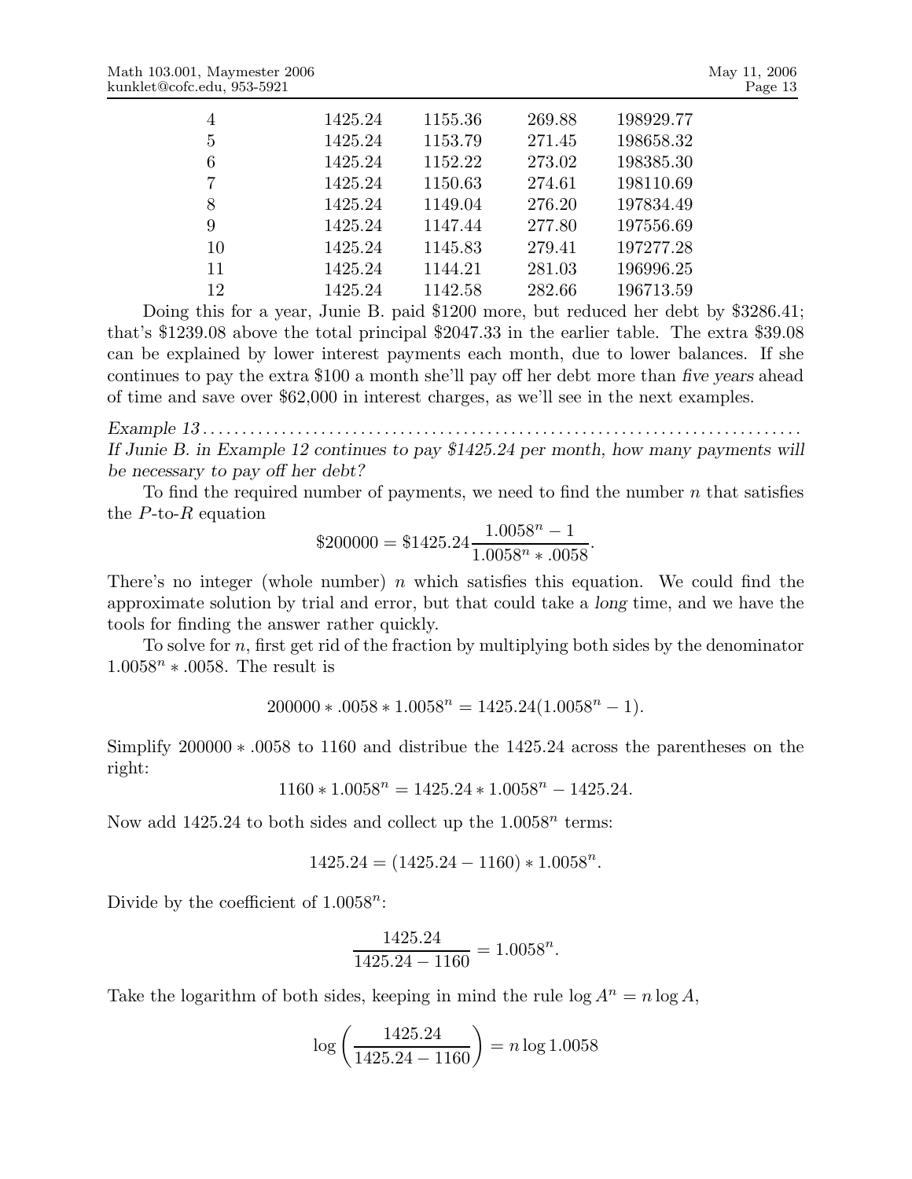| | | | | |
|---|---|---|---|---|
| 4 | 1425.24 | 1155.36 | 269.88 | 198929.77 |
| 5 | 1425.24 | 1153.79 | 271.45 | 198658.32 |
| 6 | 1425.24 | 1152.22 | 273.02 | 198385.30 |
| 7 | 1425.24 | 1150.63 | 274.61 | 198110.69 |
| 8 | 1425.24 | 1149.04 | 276.20 | 197834.49 |
| 9 | 1425.24 | 1147.44 | 277.80 | 197556.69 |
| 10 | 1425.24 | 1145.83 | 279.41 | 197277.28 |
| 11 | 1425.24 | 1144.21 | 281.03 | 196996.25 |
| 12 | 1425.24 | 1142.58 | 282.66 | 196713.59 |

Doing this for a year, Junie B. paid \$1200 more, but reduced her debt by \$3286.41; that's \$1239.08 above the total principal \$2047.33 in the earlier table. The extra \$39.08 can be explained by lower interest payments each month, due to lower balances. If she continues to pay the extra \$100 a month she'll pay off her debt more than *five years* ahead of time and save over \$62,000 in interest charges, as we'll see in the next examples.

*Example 13* . . . . . . . . . . . . . . . . . . . . . . . . . . . . . . . . . . . . . . . . . . . . . . . . . . . . . . . . . . . . . . . . . . . . . . . .

*If Junie B. in Example 12 continues to pay \$1425.24 per month, how many payments will be necessary to pay off her debt?*

To find the required number of payments, we need to find the number $n$ that satisfies the $P$-to-$R$ equation

$$\$200000 = \$1425.24 \frac{1.0058^n - 1}{1.0058^n * .0058}.$$

There's no integer (whole number) $n$ which satisfies this equation. We could find the approximate solution by trial and error, but that could take a *long* time, and we have the tools for finding the answer rather quickly.

To solve for $n$, first get rid of the fraction by multiplying both sides by the denominator $1.0058^n * .0058$. The result is

$$200000 * .0058 * 1.0058^n = 1425.24(1.0058^n - 1).$$

Simplify $200000 * .0058$ to 1160 and distribue the 1425.24 across the parentheses on the right:

$$1160 * 1.0058^n = 1425.24 * 1.0058^n - 1425.24.$$

Now add 1425.24 to both sides and collect up the $1.0058^n$ terms:

$$1425.24 = (1425.24 - 1160) * 1.0058^n.$$

Divide by the coefficient of $1.0058^n$:

$$\frac{1425.24}{1425.24 - 1160} = 1.0058^n.$$

Take the logarithm of both sides, keeping in mind the rule $\log A^n = n \log A$,

$$\log\left(\frac{1425.24}{1425.24 - 1160}\right) = n \log 1.0058$$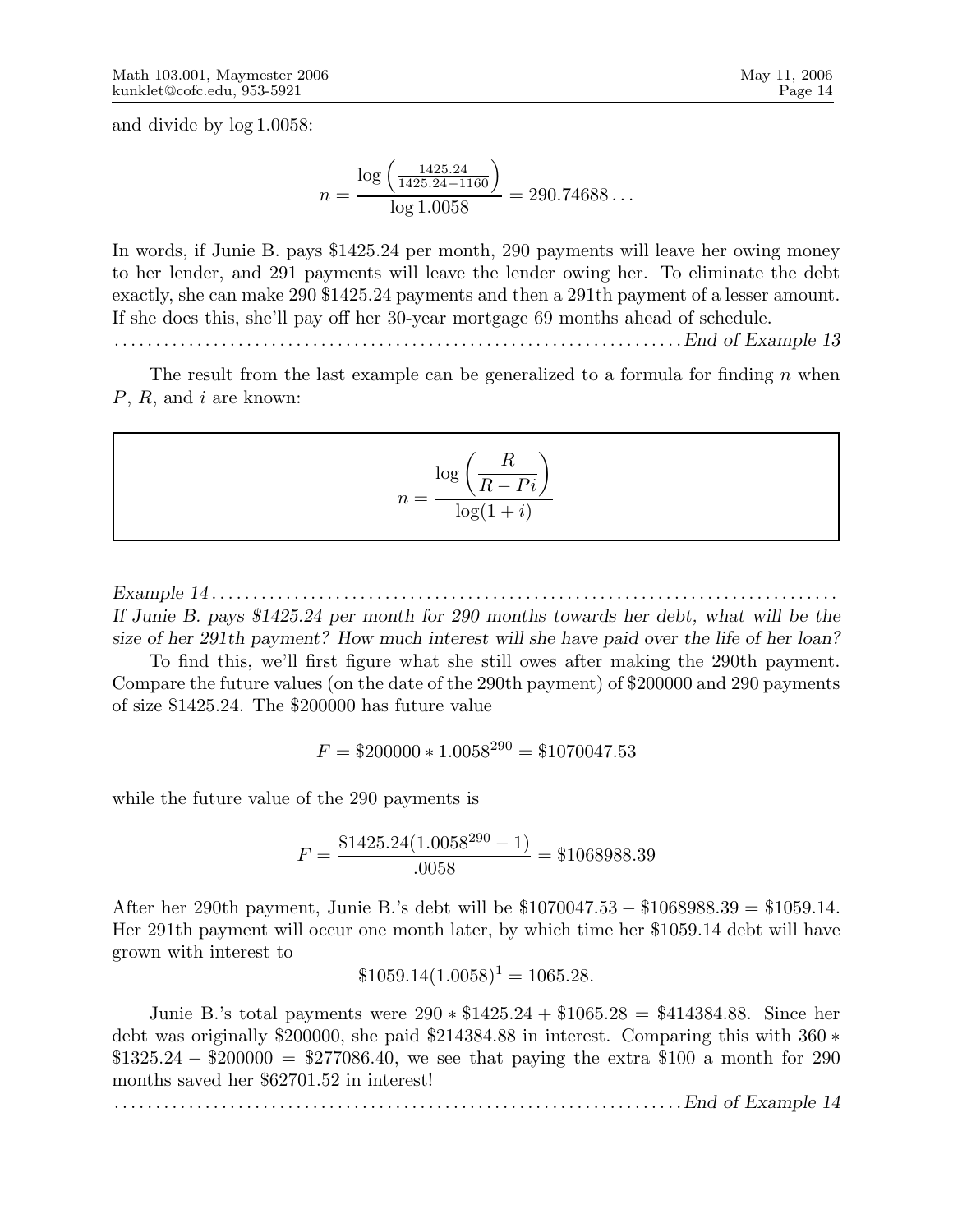and divide by $\log 1.0058$:

$$n = \frac{\log\left(\frac{1425.24}{1425.24-1160}\right)}{\log 1.0058} = 290.74688\ldots$$

In words, if Junie B. pays \$1425.24 per month, 290 payments will leave her owing money to her lender, and 291 payments will leave the lender owing her. To eliminate the debt exactly, she can make 290 \$1425.24 payments and then a 291th payment of a lesser amount. If she does this, she'll pay off her 30-year mortgage 69 months ahead of schedule.

.................................................................... *End of Example 13*

The result from the last example can be generalized to a formula for finding $n$ when $P$, $R$, and $i$ are known:

$$n = \frac{\log\left(\dfrac{R}{R - Pi}\right)}{\log(1+i)}$$

*Example 14* ............................................................................

***If Junie B. pays \$1425.24 per month for 290 months towards her debt, what will be the size of her 291th payment? How much interest will she have paid over the life of her loan?***

To find this, we'll first figure what she still owes after making the 290th payment. Compare the future values (on the date of the 290th payment) of \$200000 and 290 payments of size \$1425.24. The \$200000 has future value

$$F = \$200000 * 1.0058^{290} = \$1070047.53$$

while the future value of the 290 payments is

$$F = \frac{\$1425.24(1.0058^{290} - 1)}{.0058} = \$1068988.39$$

After her 290th payment, Junie B.'s debt will be \$1070047.53 − \$1068988.39 = \$1059.14. Her 291th payment will occur one month later, by which time her \$1059.14 debt will have grown with interest to

$$\$1059.14(1.0058)^1 = 1065.28.$$

Junie B.'s total payments were $290 * \$1425.24 + \$1065.28 = \$414384.88$. Since her debt was originally \$200000, she paid \$214384.88 in interest. Comparing this with $360 * \$1325.24 - \$200000 = \$277086.40$, we see that paying the extra \$100 a month for 290 months saved her \$62701.52 in interest!

.................................................................... *End of Example 14*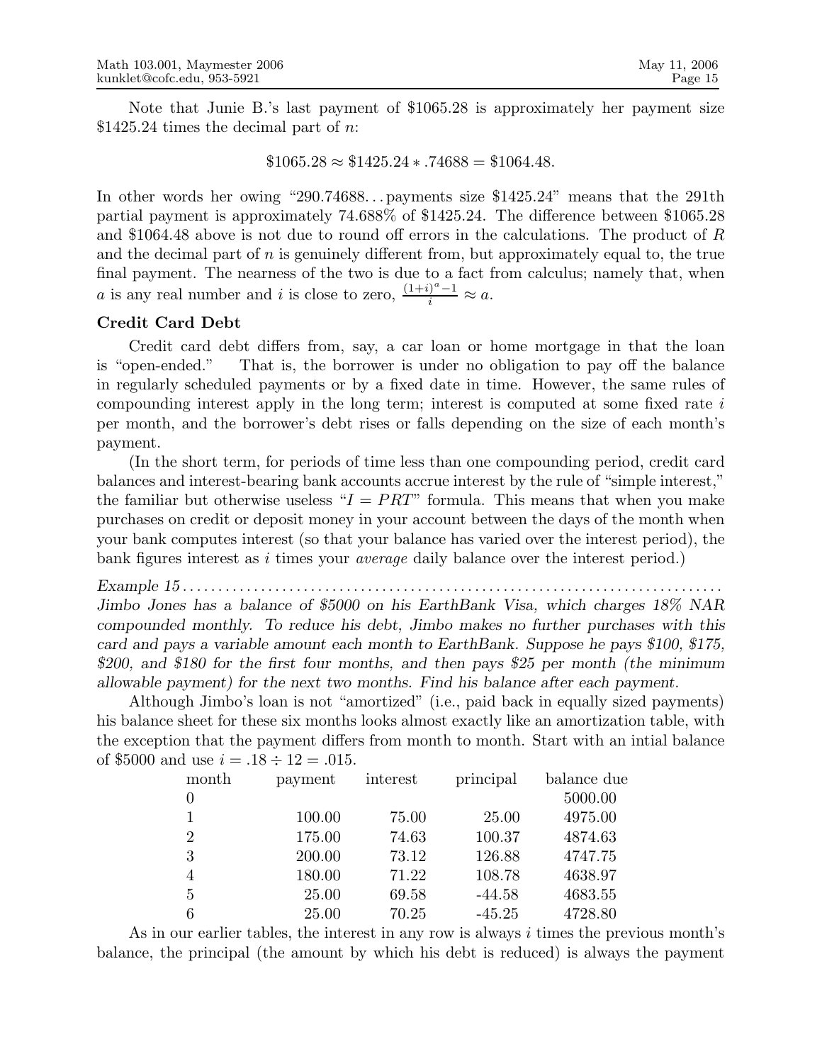Note that Junie B.'s last payment of \$1065.28 is approximately her payment size \$1425.24 times the decimal part of $n$:

$$\$1065.28 \approx \$1425.24 * .74688 = \$1064.48.$$

In other words her owing "290.74688... payments size \$1425.24" means that the 291th partial payment is approximately 74.688% of \$1425.24. The difference between \$1065.28 and \$1064.48 above is not due to round off errors in the calculations. The product of $R$ and the decimal part of $n$ is genuinely different from, but approximately equal to, the true final payment. The nearness of the two is due to a fact from calculus; namely that, when $a$ is any real number and $i$ is close to zero, $\frac{(1+i)^a-1}{i} \approx a$.

**Credit Card Debt**

Credit card debt differs from, say, a car loan or home mortgage in that the loan is "open-ended." That is, the borrower is under no obligation to pay off the balance in regularly scheduled payments or by a fixed date in time. However, the same rules of compounding interest apply in the long term; interest is computed at some fixed rate $i$ per month, and the borrower's debt rises or falls depending on the size of each month's payment.

(In the short term, for periods of time less than one compounding period, credit card balances and interest-bearing bank accounts accrue interest by the rule of "simple interest," the familiar but otherwise useless "$I = PRT$" formula. This means that when you make purchases on credit or deposit money in your account between the days of the month when your bank computes interest (so that your balance has varied over the interest period), the bank figures interest as $i$ times your *average* daily balance over the interest period.)

*Example 15* ........................................................................

*Jimbo Jones has a balance of \$5000 on his EarthBank Visa, which charges 18% NAR compounded monthly. To reduce his debt, Jimbo makes no further purchases with this card and pays a variable amount each month to EarthBank. Suppose he pays \$100, \$175, \$200, and \$180 for the first four months, and then pays \$25 per month (the minimum allowable payment) for the next two months. Find his balance after each payment.*

Although Jimbo's loan is not "amortized" (i.e., paid back in equally sized payments) his balance sheet for these six months looks almost exactly like an amortization table, with the exception that the payment differs from month to month. Start with an intial balance of \$5000 and use $i = .18 \div 12 = .015$.

| month | payment | interest | principal | balance due |
|---|---|---|---|---|
| 0 | | | | 5000.00 |
| 1 | 100.00 | 75.00 | 25.00 | 4975.00 |
| 2 | 175.00 | 74.63 | 100.37 | 4874.63 |
| 3 | 200.00 | 73.12 | 126.88 | 4747.75 |
| 4 | 180.00 | 71.22 | 108.78 | 4638.97 |
| 5 | 25.00 | 69.58 | -44.58 | 4683.55 |
| 6 | 25.00 | 70.25 | -45.25 | 4728.80 |

As in our earlier tables, the interest in any row is always $i$ times the previous month's balance, the principal (the amount by which his debt is reduced) is always the payment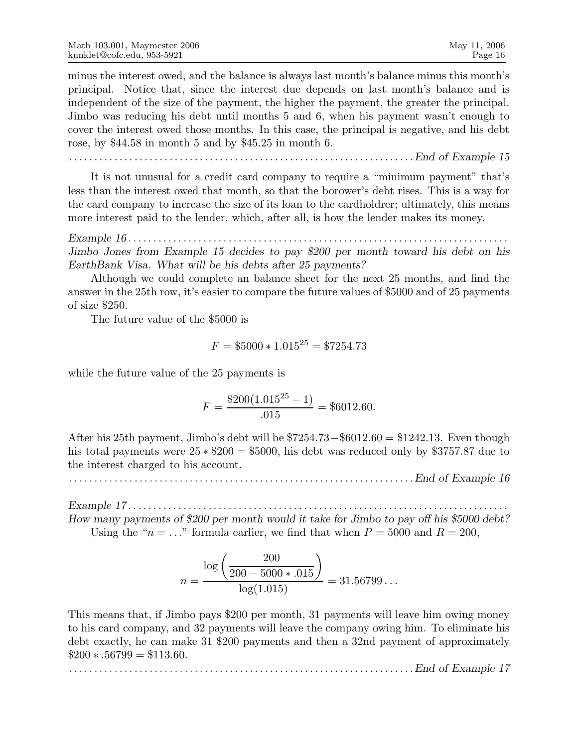minus the interest owed, and the balance is always last month's balance minus this month's principal. Notice that, since the interest due depends on last month's balance and is independent of the size of the payment, the higher the payment, the greater the principal. Jimbo was reducing his debt until months 5 and 6, when his payment wasn't enough to cover the interest owed those months. In this case, the principal is negative, and his debt rose, by \$44.58 in month 5 and by \$45.25 in month 6.

............................................................................*End of Example 15*

It is not unusual for a credit card company to require a "minimum payment" that's less than the interest owed that month, so that the borower's debt rises. This is a way for the card company to increase the size of its loan to the cardholdrer; ultimately, this means more interest paid to the lender, which, after all, is how the lender makes its money.

*Example 16*............................................................................

*Jimbo Jones from Example 15 decides to pay \$200 per month toward his debt on his EarthBank Visa. What will be his debts after 25 payments?*

Although we could complete an balance sheet for the next 25 months, and find the answer in the 25th row, it's easier to compare the future values of \$5000 and of 25 payments of size \$250.

The future value of the \$5000 is

$$F = \$5000 * 1.015^{25} = \$7254.73$$

while the future value of the 25 payments is

$$F = \frac{\$200(1.015^{25} - 1)}{.015} = \$6012.60.$$

After his 25th payment, Jimbo's debt will be $\$7254.73 - \$6012.60 = \$1242.13$. Even though his total payments were $25 * \$200 = \$5000$, his debt was reduced only by \$3757.87 due to the interest charged to his account.

............................................................................*End of Example 16*

*Example 17*............................................................................

*How many payments of \$200 per month would it take for Jimbo to pay off his \$5000 debt?*

Using the "$n = \ldots$" formula earlier, we find that when $P = 5000$ and $R = 200$,

$$n = \frac{\log\left(\dfrac{200}{200 - 5000 * .015}\right)}{\log(1.015)} = 31.56799\ldots$$

This means that, if Jimbo pays \$200 per month, 31 payments will leave him owing money to his card company, and 32 payments will leave the company owing him. To eliminate his debt exactly, he can make 31 \$200 payments and then a 32nd payment of approximately $\$200 * .56799 = \$113.60$.

............................................................................*End of Example 17*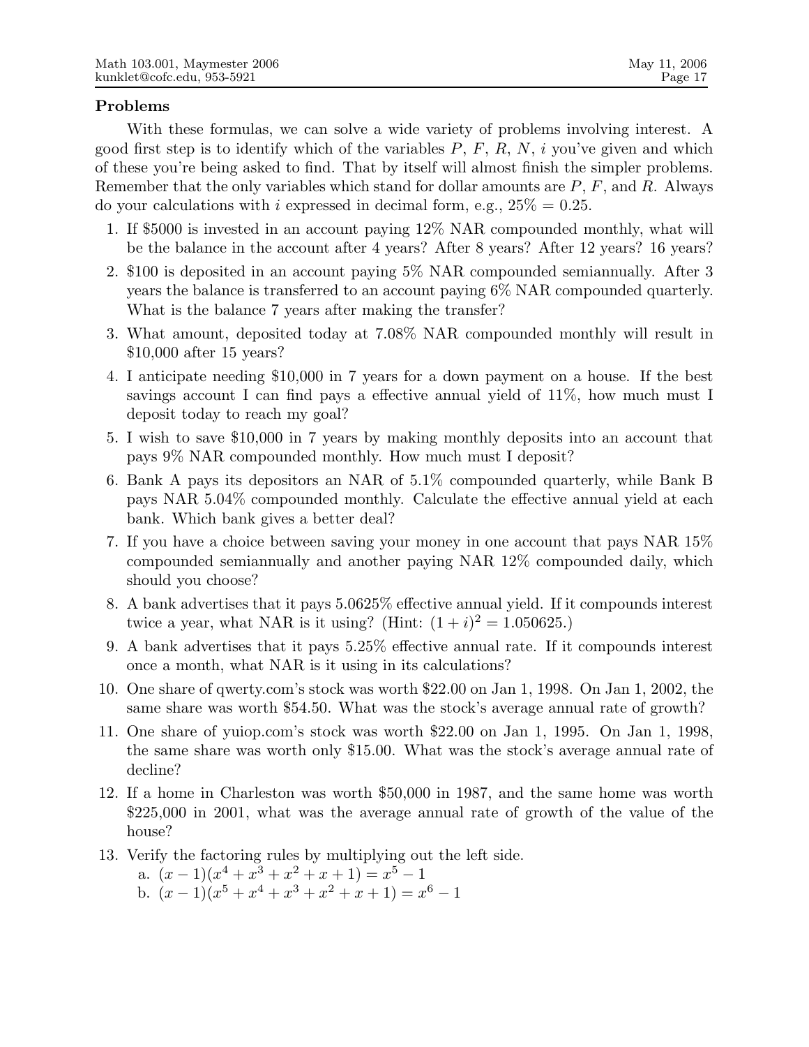### Problems

With these formulas, we can solve a wide variety of problems involving interest. A good first step is to identify which of the variables $P$, $F$, $R$, $N$, $i$ you've given and which of these you're being asked to find. That by itself will almost finish the simpler problems. Remember that the only variables which stand for dollar amounts are $P$, $F$, and $R$. Always do your calculations with $i$ expressed in decimal form, e.g., $25\% = 0.25$.

1. If \$5000 is invested in an account paying 12% NAR compounded monthly, what will be the balance in the account after 4 years? After 8 years? After 12 years? 16 years?
2. \$100 is deposited in an account paying 5% NAR compounded semiannually. After 3 years the balance is transferred to an account paying 6% NAR compounded quarterly. What is the balance 7 years after making the transfer?
3. What amount, deposited today at 7.08% NAR compounded monthly will result in \$10,000 after 15 years?
4. I anticipate needing \$10,000 in 7 years for a down payment on a house. If the best savings account I can find pays a effective annual yield of 11%, how much must I deposit today to reach my goal?
5. I wish to save \$10,000 in 7 years by making monthly deposits into an account that pays 9% NAR compounded monthly. How much must I deposit?
6. Bank A pays its depositors an NAR of 5.1% compounded quarterly, while Bank B pays NAR 5.04% compounded monthly. Calculate the effective annual yield at each bank. Which bank gives a better deal?
7. If you have a choice between saving your money in one account that pays NAR 15% compounded semiannually and another paying NAR 12% compounded daily, which should you choose?
8. A bank advertises that it pays 5.0625% effective annual yield. If it compounds interest twice a year, what NAR is it using? (Hint: $(1+i)^2 = 1.050625$.)
9. A bank advertises that it pays 5.25% effective annual rate. If it compounds interest once a month, what NAR is it using in its calculations?
10. One share of qwerty.com's stock was worth \$22.00 on Jan 1, 1998. On Jan 1, 2002, the same share was worth \$54.50. What was the stock's average annual rate of growth?
11. One share of yuiop.com's stock was worth \$22.00 on Jan 1, 1995. On Jan 1, 1998, the same share was worth only \$15.00. What was the stock's average annual rate of decline?
12. If a home in Charleston was worth \$50,000 in 1987, and the same home was worth \$225,000 in 2001, what was the average annual rate of growth of the value of the house?
13. Verify the factoring rules by multiplying out the left side.
    a. $(x-1)(x^4 + x^3 + x^2 + x + 1) = x^5 - 1$
    b. $(x-1)(x^5 + x^4 + x^3 + x^2 + x + 1) = x^6 - 1$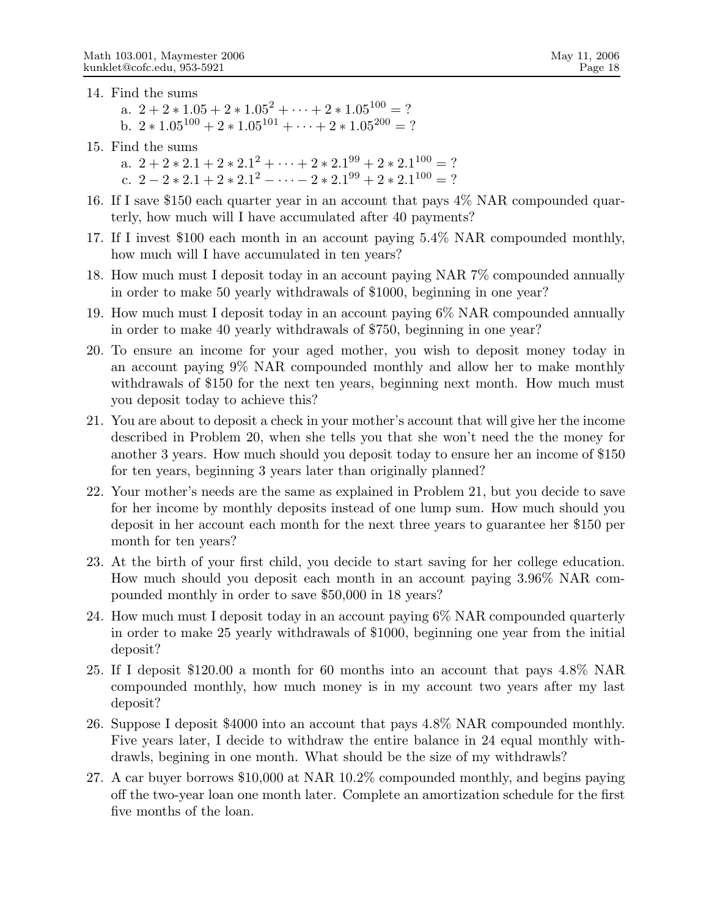14. Find the sums
    a. $2 + 2 * 1.05 + 2 * 1.05^2 + \cdots + 2 * 1.05^{100} = ?$
    b. $2 * 1.05^{100} + 2 * 1.05^{101} + \cdots + 2 * 1.05^{200} = ?$
15. Find the sums
    a. $2 + 2 * 2.1 + 2 * 2.1^2 + \cdots + 2 * 2.1^{99} + 2 * 2.1^{100} = ?$
    c. $2 - 2 * 2.1 + 2 * 2.1^2 - \cdots - 2 * 2.1^{99} + 2 * 2.1^{100} = ?$
16. If I save \$150 each quarter year in an account that pays 4% NAR compounded quarterly, how much will I have accumulated after 40 payments?
17. If I invest \$100 each month in an account paying 5.4% NAR compounded monthly, how much will I have accumulated in ten years?
18. How much must I deposit today in an account paying NAR 7% compounded annually in order to make 50 yearly withdrawals of \$1000, beginning in one year?
19. How much must I deposit today in an account paying 6% NAR compounded annually in order to make 40 yearly withdrawals of \$750, beginning in one year?
20. To ensure an income for your aged mother, you wish to deposit money today in an account paying 9% NAR compounded monthly and allow her to make monthly withdrawals of \$150 for the next ten years, beginning next month. How much must you deposit today to achieve this?
21. You are about to deposit a check in your mother's account that will give her the income described in Problem 20, when she tells you that she won't need the the money for another 3 years. How much should you deposit today to ensure her an income of \$150 for ten years, beginning 3 years later than originally planned?
22. Your mother's needs are the same as explained in Problem 21, but you decide to save for her income by monthly deposits instead of one lump sum. How much should you deposit in her account each month for the next three years to guarantee her \$150 per month for ten years?
23. At the birth of your first child, you decide to start saving for her college education. How much should you deposit each month in an account paying 3.96% NAR compounded monthly in order to save \$50,000 in 18 years?
24. How much must I deposit today in an account paying 6% NAR compounded quarterly in order to make 25 yearly withdrawals of \$1000, beginning one year from the initial deposit?
25. If I deposit \$120.00 a month for 60 months into an account that pays 4.8% NAR compounded monthly, how much money is in my account two years after my last deposit?
26. Suppose I deposit \$4000 into an account that pays 4.8% NAR compounded monthly. Five years later, I decide to withdraw the entire balance in 24 equal monthly withdrawls, begining in one month. What should be the size of my withdrawls?
27. A car buyer borrows \$10,000 at NAR 10.2% compounded monthly, and begins paying off the two-year loan one month later. Complete an amortization schedule for the first five months of the loan.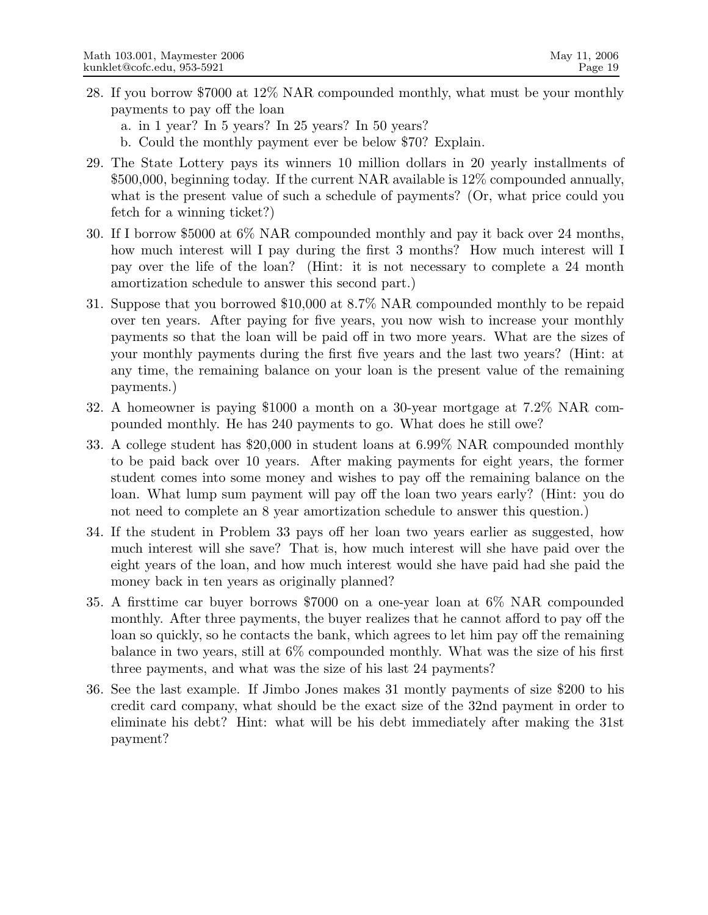28. If you borrow \$7000 at 12% NAR compounded monthly, what must be your monthly payments to pay off the loan
    a. in 1 year? In 5 years? In 25 years? In 50 years?
    b. Could the monthly payment ever be below \$70? Explain.

29. The State Lottery pays its winners 10 million dollars in 20 yearly installments of \$500,000, beginning today. If the current NAR available is 12% compounded annually, what is the present value of such a schedule of payments? (Or, what price could you fetch for a winning ticket?)

30. If I borrow \$5000 at 6% NAR compounded monthly and pay it back over 24 months, how much interest will I pay during the first 3 months? How much interest will I pay over the life of the loan? (Hint: it is not necessary to complete a 24 month amortization schedule to answer this second part.)

31. Suppose that you borrowed \$10,000 at 8.7% NAR compounded monthly to be repaid over ten years. After paying for five years, you now wish to increase your monthly payments so that the loan will be paid off in two more years. What are the sizes of your monthly payments during the first five years and the last two years? (Hint: at any time, the remaining balance on your loan is the present value of the remaining payments.)

32. A homeowner is paying \$1000 a month on a 30-year mortgage at 7.2% NAR compounded monthly. He has 240 payments to go. What does he still owe?

33. A college student has \$20,000 in student loans at 6.99% NAR compounded monthly to be paid back over 10 years. After making payments for eight years, the former student comes into some money and wishes to pay off the remaining balance on the loan. What lump sum payment will pay off the loan two years early? (Hint: you do not need to complete an 8 year amortization schedule to answer this question.)

34. If the student in Problem 33 pays off her loan two years earlier as suggested, how much interest will she save? That is, how much interest will she have paid over the eight years of the loan, and how much interest would she have paid had she paid the money back in ten years as originally planned?

35. A firsttime car buyer borrows \$7000 on a one-year loan at 6% NAR compounded monthly. After three payments, the buyer realizes that he cannot afford to pay off the loan so quickly, so he contacts the bank, which agrees to let him pay off the remaining balance in two years, still at 6% compounded monthly. What was the size of his first three payments, and what was the size of his last 24 payments?

36. See the last example. If Jimbo Jones makes 31 montly payments of size \$200 to his credit card company, what should be the exact size of the 32nd payment in order to eliminate his debt? Hint: what will be his debt immediately after making the 31st payment?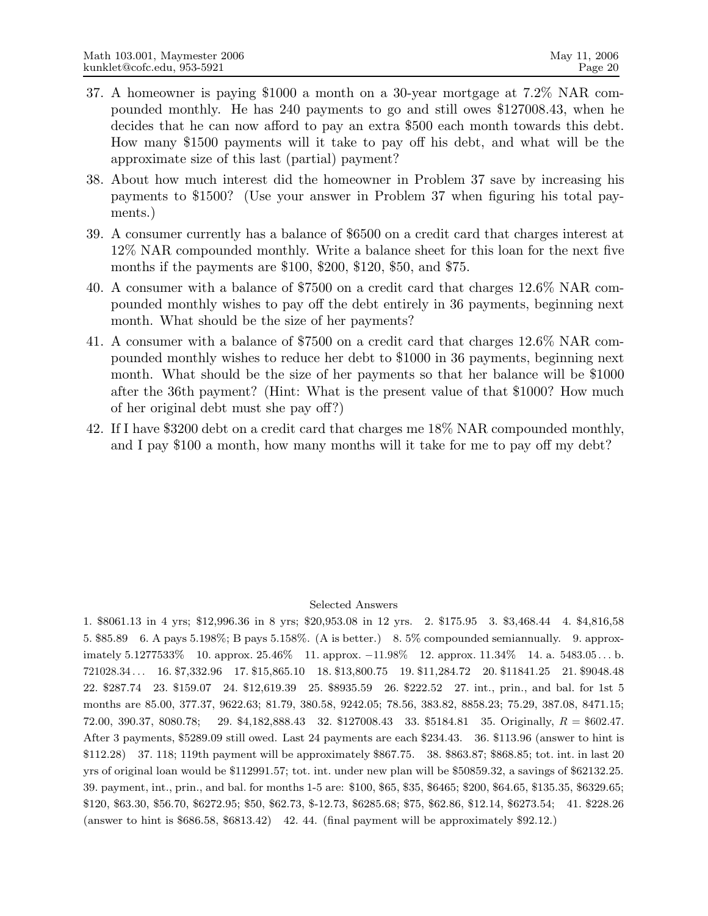37. A homeowner is paying \$1000 a month on a 30-year mortgage at 7.2% NAR compounded monthly. He has 240 payments to go and still owes \$127008.43, when he decides that he can now afford to pay an extra \$500 each month towards this debt. How many \$1500 payments will it take to pay off his debt, and what will be the approximate size of this last (partial) payment?

38. About how much interest did the homeowner in Problem 37 save by increasing his payments to \$1500? (Use your answer in Problem 37 when figuring his total payments.)

39. A consumer currently has a balance of \$6500 on a credit card that charges interest at 12% NAR compounded monthly. Write a balance sheet for this loan for the next five months if the payments are \$100, \$200, \$120, \$50, and \$75.

40. A consumer with a balance of \$7500 on a credit card that charges 12.6% NAR compounded monthly wishes to pay off the debt entirely in 36 payments, beginning next month. What should be the size of her payments?

41. A consumer with a balance of \$7500 on a credit card that charges 12.6% NAR compounded monthly wishes to reduce her debt to \$1000 in 36 payments, beginning next month. What should be the size of her payments so that her balance will be \$1000 after the 36th payment? (Hint: What is the present value of that \$1000? How much of her original debt must she pay off?)

42. If I have \$3200 debt on a credit card that charges me 18% NAR compounded monthly, and I pay \$100 a month, how many months will it take for me to pay off my debt?

Selected Answers

1. \$8061.13 in 4 yrs; \$12,996.36 in 8 yrs; \$20,953.08 in 12 yrs. 2. \$175.95 3. \$3,468.44 4. \$4,816,58 5. \$85.89 6. A pays 5.198%; B pays 5.158%. (A is better.) 8. 5% compounded semiannually. 9. approximately 5.1277533% 10. approx. 25.46% 11. approx. −11.98% 12. approx. 11.34% 14. a. 5483.05 ... b. 721028.34 ... 16. \$7,332.96 17. \$15,865.10 18. \$13,800.75 19. \$11,284.72 20. \$11841.25 21. \$9048.48 22. \$287.74 23. \$159.07 24. \$12,619.39 25. \$8935.59 26. \$222.52 27. int., prin., and bal. for 1st 5 months are 85.00, 377.37, 9622.63; 81.79, 380.58, 9242.05; 78.56, 383.82, 8858.23; 75.29, 387.08, 8471.15; 72.00, 390.37, 8080.78; 29. \$4,182,888.43 32. \$127008.43 33. \$5184.81 35. Originally, $R =$ \$602.47. After 3 payments, \$5289.09 still owed. Last 24 payments are each \$234.43. 36. \$113.96 (answer to hint is \$112.28) 37. 118; 119th payment will be approximately \$867.75. 38. \$863.87; \$868.85; tot. int. in last 20 yrs of original loan would be \$112991.57; tot. int. under new plan will be \$50859.32, a savings of \$62132.25. 39. payment, int., prin., and bal. for months 1-5 are: \$100, \$65, \$35, \$6465; \$200, \$64.65, \$135.35, \$6329.65; \$120, \$63.30, \$56.70, \$6272.95; \$50, \$62.73, \$-12.73, \$6285.68; \$75, \$62.86, \$12.14, \$6273.54; 41. \$228.26 (answer to hint is \$686.58, \$6813.42) 42. 44. (final payment will be approximately \$92.12.)